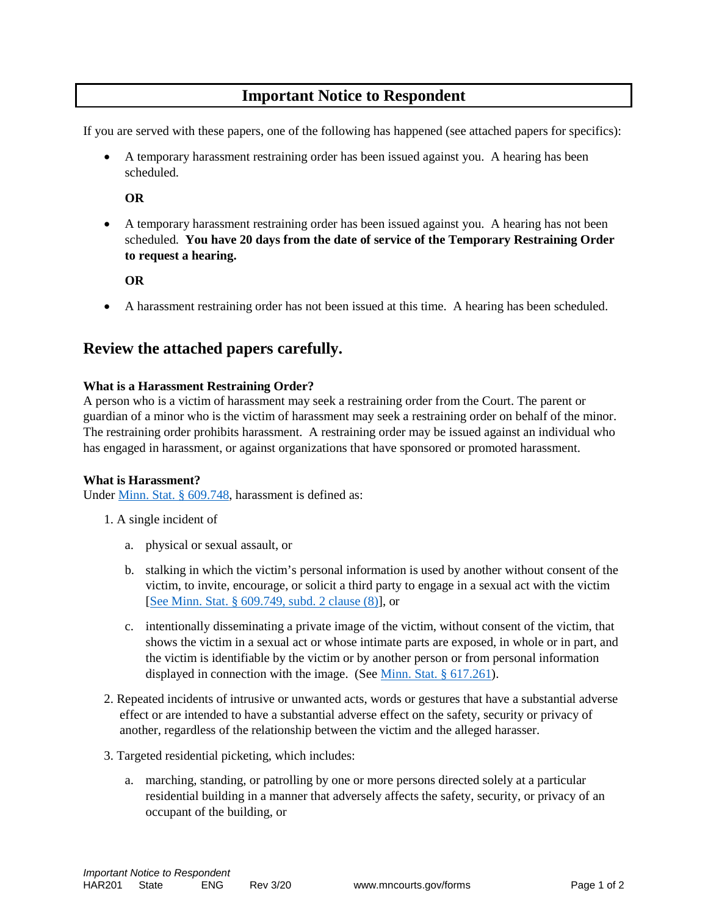# Important Notice to Respondent

If you are served with these papers, one of the following has happened (see attached papers for specifics):

- A temporary harassment restraining order has been issued against you. A hearing has been scheduled.

  **OR**

- A temporary harassment restraining order has been issued against you. A hearing has not been scheduled. **You have 20 days from the date of service of the Temporary Restraining Order to request a hearing.**

  **OR**

- A harassment restraining order has not been issued at this time. A hearing has been scheduled.

## Review the attached papers carefully.

**What is a Harassment Restraining Order?**
A person who is a victim of harassment may seek a restraining order from the Court. The parent or guardian of a minor who is the victim of harassment may seek a restraining order on behalf of the minor. The restraining order prohibits harassment. A restraining order may be issued against an individual who has engaged in harassment, or against organizations that have sponsored or promoted harassment.

**What is Harassment?**
Under Minn. Stat. § 609.748, harassment is defined as:

1. A single incident of
   a. physical or sexual assault, or
   b. stalking in which the victim's personal information is used by another without consent of the victim, to invite, encourage, or solicit a third party to engage in a sexual act with the victim [See Minn. Stat. § 609.749, subd. 2 clause (8)], or
   c. intentionally disseminating a private image of the victim, without consent of the victim, that shows the victim in a sexual act or whose intimate parts are exposed, in whole or in part, and the victim is identifiable by the victim or by another person or from personal information displayed in connection with the image. (See Minn. Stat. § 617.261).
2. Repeated incidents of intrusive or unwanted acts, words or gestures that have a substantial adverse effect or are intended to have a substantial adverse effect on the safety, security or privacy of another, regardless of the relationship between the victim and the alleged harasser.
3. Targeted residential picketing, which includes:
   a. marching, standing, or patrolling by one or more persons directed solely at a particular residential building in a manner that adversely affects the safety, security, or privacy of an occupant of the building, or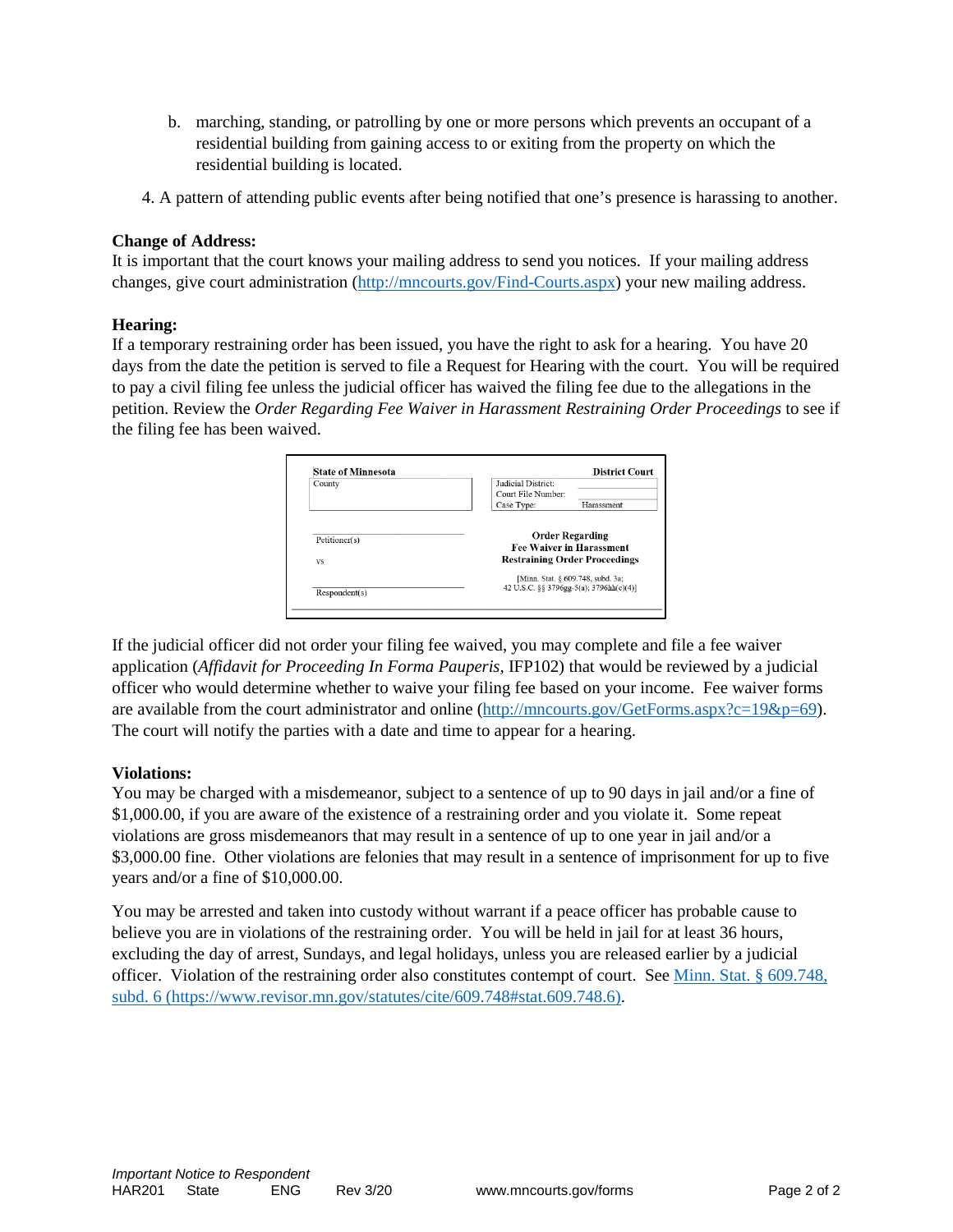b. marching, standing, or patrolling by one or more persons which prevents an occupant of a residential building from gaining access to or exiting from the property on which the residential building is located.

4. A pattern of attending public events after being notified that one's presence is harassing to another.

**Change of Address:**
It is important that the court knows your mailing address to send you notices. If your mailing address changes, give court administration (http://mncourts.gov/Find-Courts.aspx) your new mailing address.

**Hearing:**
If a temporary restraining order has been issued, you have the right to ask for a hearing. You have 20 days from the date the petition is served to file a Request for Hearing with the court. You will be required to pay a civil filing fee unless the judicial officer has waived the filing fee due to the allegations in the petition. Review the *Order Regarding Fee Waiver in Harassment Restraining Order Proceedings* to see if the filing fee has been waived.

| | |
|---|---|
| **State of Minnesota** | **District Court** |
| County | Judicial District: |
| | Court File Number: |
| | Case Type: Harassment |
| Petitioner(s) | **Order Regarding Fee Waiver in Harassment Restraining Order Proceedings** |
| vs | [Minn. Stat. § 609.748, subd. 3a; 42 U.S.C. §§ 3796gg-5(a); 3796hh(c)(4)] |
| Respondent(s) | |

If the judicial officer did not order your filing fee waived, you may complete and file a fee waiver application (*Affidavit for Proceeding In Forma Pauperis*, IFP102) that would be reviewed by a judicial officer who would determine whether to waive your filing fee based on your income. Fee waiver forms are available from the court administrator and online (http://mncourts.gov/GetForms.aspx?c=19&p=69). The court will notify the parties with a date and time to appear for a hearing.

**Violations:**
You may be charged with a misdemeanor, subject to a sentence of up to 90 days in jail and/or a fine of $1,000.00, if you are aware of the existence of a restraining order and you violate it. Some repeat violations are gross misdemeanors that may result in a sentence of up to one year in jail and/or a $3,000.00 fine. Other violations are felonies that may result in a sentence of imprisonment for up to five years and/or a fine of $10,000.00.

You may be arrested and taken into custody without warrant if a peace officer has probable cause to believe you are in violations of the restraining order. You will be held in jail for at least 36 hours, excluding the day of arrest, Sundays, and legal holidays, unless you are released earlier by a judicial officer. Violation of the restraining order also constitutes contempt of court. See Minn. Stat. § 609.748, subd. 6 (https://www.revisor.mn.gov/statutes/cite/609.748#stat.609.748.6).